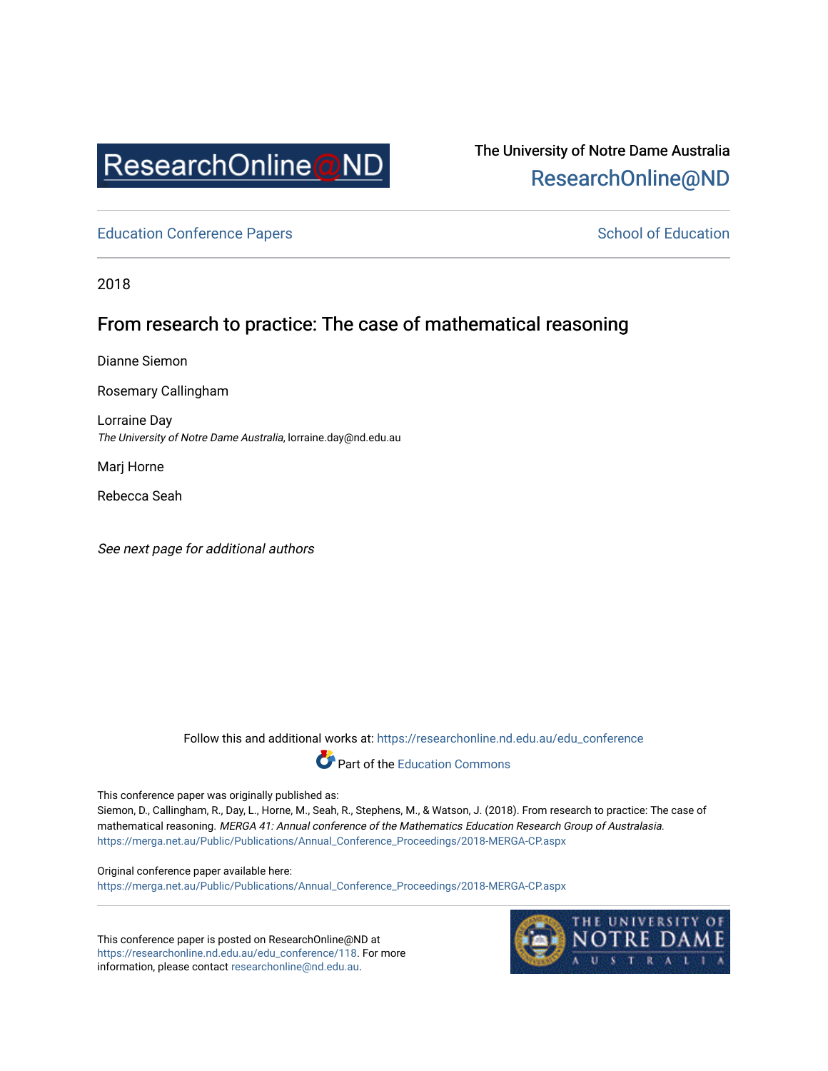The University of Notre Dame Australia
ResearchOnline@ND

Education Conference Papers

School of Education

2018

# From research to practice: The case of mathematical reasoning

Dianne Siemon

Rosemary Callingham

Lorraine Day
*The University of Notre Dame Australia*, lorraine.day@nd.edu.au

Marj Horne

Rebecca Seah

*See next page for additional authors*

Follow this and additional works at: https://researchonline.nd.edu.au/edu_conference

Part of the Education Commons

This conference paper was originally published as:
Siemon, D., Callingham, R., Day, L., Horne, M., Seah, R., Stephens, M., & Watson, J. (2018). From research to practice: The case of mathematical reasoning. *MERGA 41: Annual conference of the Mathematics Education Research Group of Australasia.*
https://merga.net.au/Public/Publications/Annual_Conference_Proceedings/2018-MERGA-CP.aspx

Original conference paper available here:
https://merga.net.au/Public/Publications/Annual_Conference_Proceedings/2018-MERGA-CP.aspx

This conference paper is posted on ResearchOnline@ND at https://researchonline.nd.edu.au/edu_conference/118. For more information, please contact researchonline@nd.edu.au.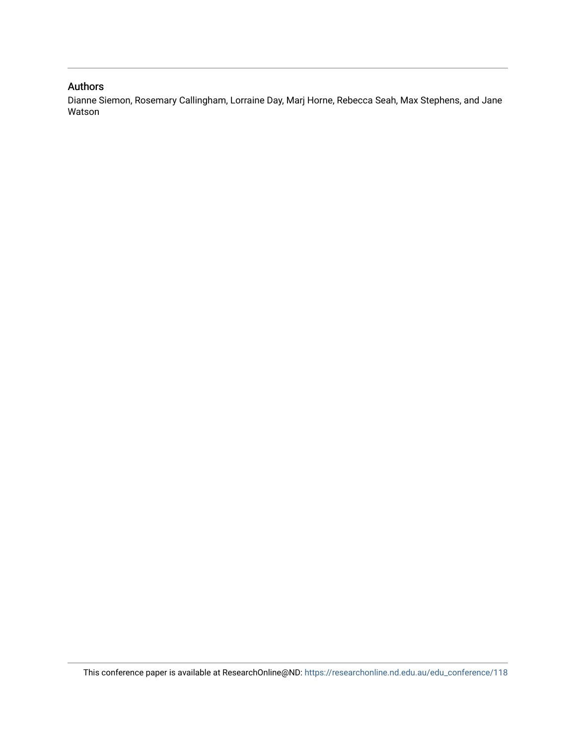## Authors

Dianne Siemon, Rosemary Callingham, Lorraine Day, Marj Horne, Rebecca Seah, Max Stephens, and Jane Watson

This conference paper is available at ResearchOnline@ND: https://researchonline.nd.edu.au/edu_conference/118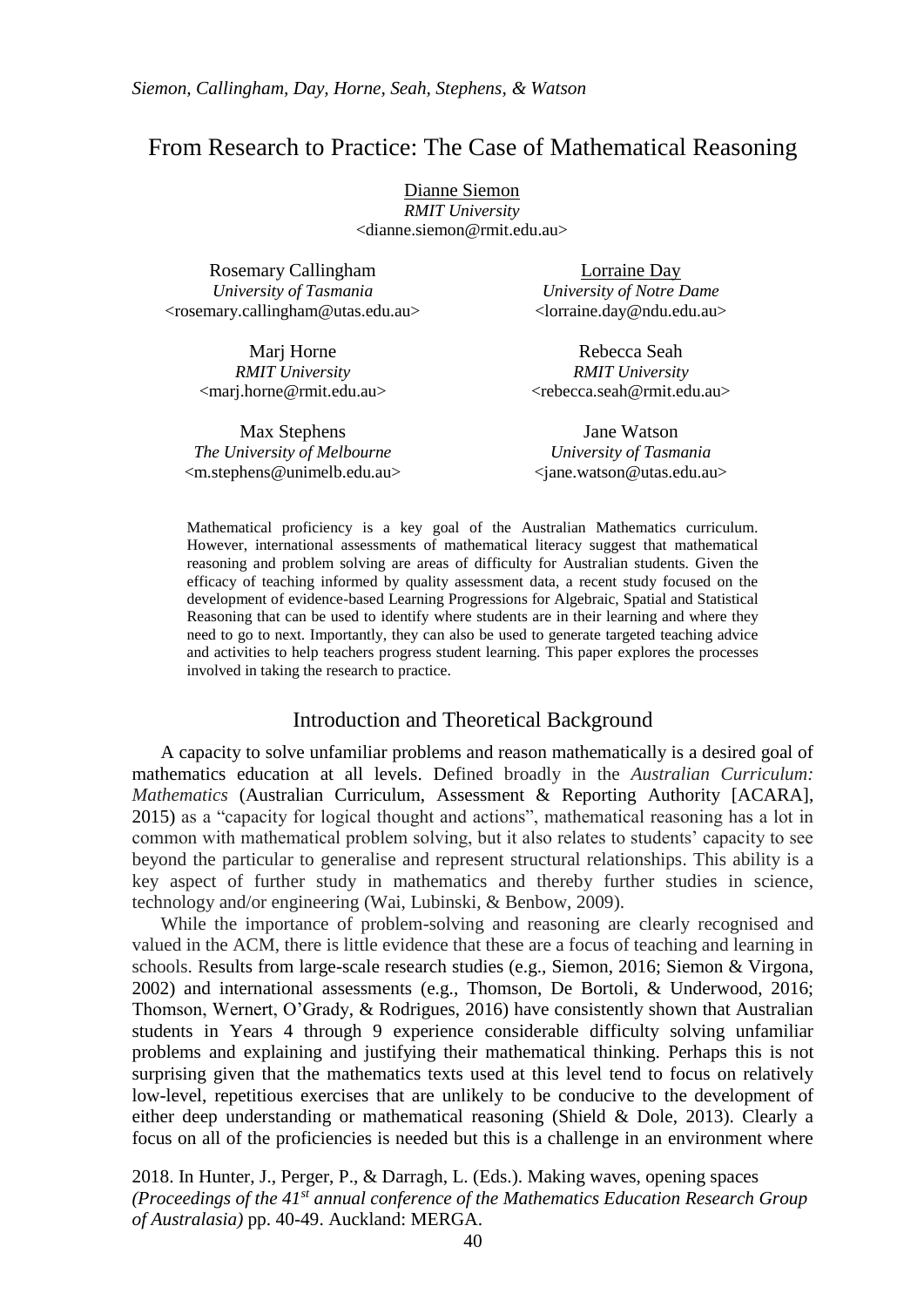# From Research to Practice: The Case of Mathematical Reasoning

Dianne Siemon
*RMIT University*
<dianne.siemon@rmit.edu.au>

Rosemary Callingham
*University of Tasmania*
<rosemary.callingham@utas.edu.au>

Lorraine Day
*University of Notre Dame*
<lorraine.day@ndu.edu.au>

Marj Horne
*RMIT University*
<marj.horne@rmit.edu.au>

Rebecca Seah
*RMIT University*
<rebecca.seah@rmit.edu.au>

Max Stephens
*The University of Melbourne*
<m.stephens@unimelb.edu.au>

Jane Watson
*University of Tasmania*
<jane.watson@utas.edu.au>

Mathematical proficiency is a key goal of the Australian Mathematics curriculum. However, international assessments of mathematical literacy suggest that mathematical reasoning and problem solving are areas of difficulty for Australian students. Given the efficacy of teaching informed by quality assessment data, a recent study focused on the development of evidence-based Learning Progressions for Algebraic, Spatial and Statistical Reasoning that can be used to identify where students are in their learning and where they need to go to next. Importantly, they can also be used to generate targeted teaching advice and activities to help teachers progress student learning. This paper explores the processes involved in taking the research to practice.

## Introduction and Theoretical Background

A capacity to solve unfamiliar problems and reason mathematically is a desired goal of mathematics education at all levels. Defined broadly in the *Australian Curriculum: Mathematics* (Australian Curriculum, Assessment & Reporting Authority [ACARA], 2015) as a "capacity for logical thought and actions", mathematical reasoning has a lot in common with mathematical problem solving, but it also relates to students' capacity to see beyond the particular to generalise and represent structural relationships. This ability is a key aspect of further study in mathematics and thereby further studies in science, technology and/or engineering (Wai, Lubinski, & Benbow, 2009).

While the importance of problem-solving and reasoning are clearly recognised and valued in the ACM, there is little evidence that these are a focus of teaching and learning in schools. Results from large-scale research studies (e.g., Siemon, 2016; Siemon & Virgona, 2002) and international assessments (e.g., Thomson, De Bortoli, & Underwood, 2016; Thomson, Wernert, O'Grady, & Rodrigues, 2016) have consistently shown that Australian students in Years 4 through 9 experience considerable difficulty solving unfamiliar problems and explaining and justifying their mathematical thinking. Perhaps this is not surprising given that the mathematics texts used at this level tend to focus on relatively low-level, repetitious exercises that are unlikely to be conducive to the development of either deep understanding or mathematical reasoning (Shield & Dole, 2013). Clearly a focus on all of the proficiencies is needed but this is a challenge in an environment where

2018. In Hunter, J., Perger, P., & Darragh, L. (Eds.). Making waves, opening spaces *(Proceedings of the 41st annual conference of the Mathematics Education Research Group of Australasia)* pp. 40-49. Auckland: MERGA.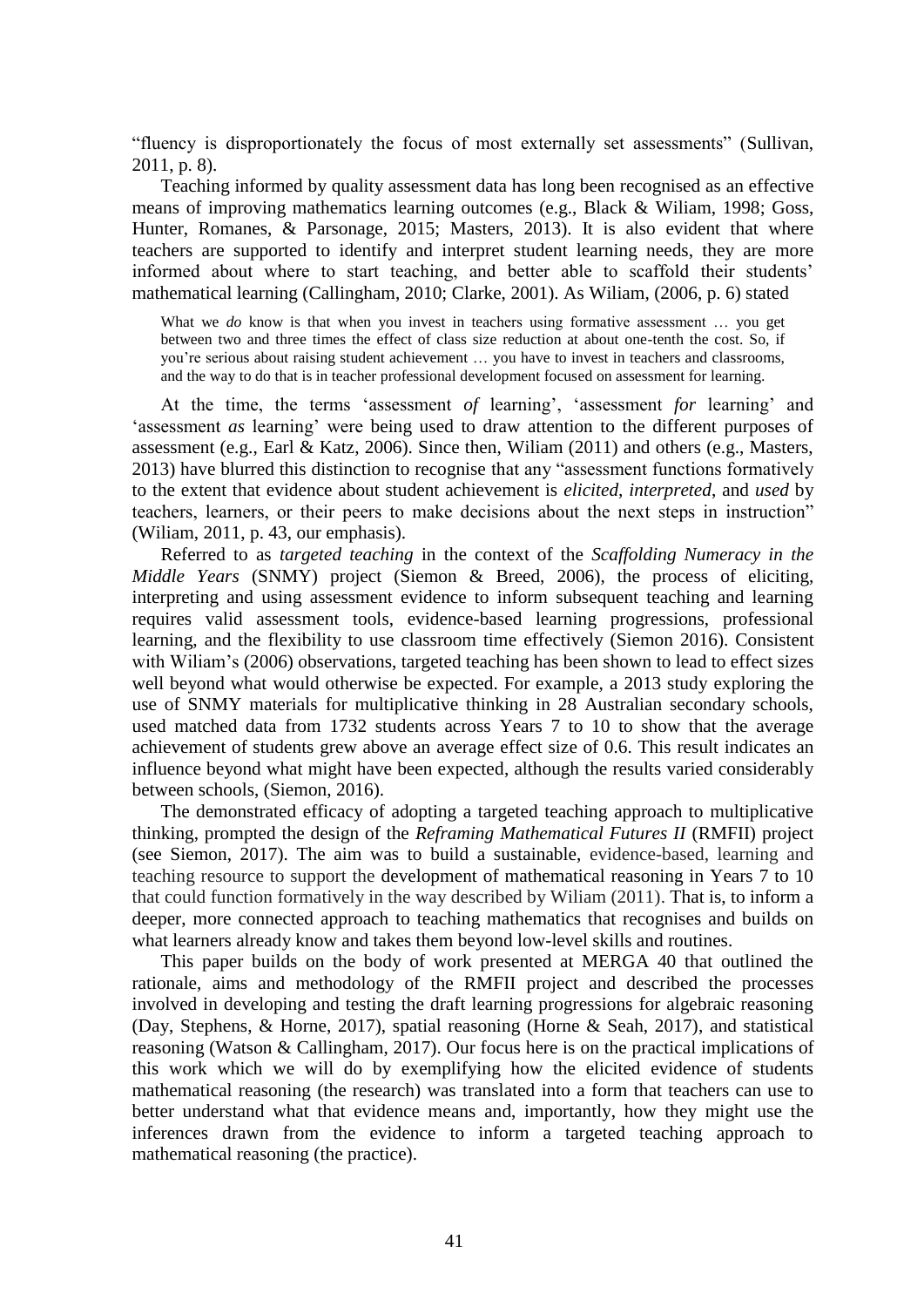"fluency is disproportionately the focus of most externally set assessments" (Sullivan, 2011, p. 8).

Teaching informed by quality assessment data has long been recognised as an effective means of improving mathematics learning outcomes (e.g., Black & Wiliam, 1998; Goss, Hunter, Romanes, & Parsonage, 2015; Masters, 2013). It is also evident that where teachers are supported to identify and interpret student learning needs, they are more informed about where to start teaching, and better able to scaffold their students' mathematical learning (Callingham, 2010; Clarke, 2001). As Wiliam, (2006, p. 6) stated

> What we *do* know is that when you invest in teachers using formative assessment … you get between two and three times the effect of class size reduction at about one-tenth the cost. So, if you're serious about raising student achievement … you have to invest in teachers and classrooms, and the way to do that is in teacher professional development focused on assessment for learning.

At the time, the terms 'assessment *of* learning', 'assessment *for* learning' and 'assessment *as* learning' were being used to draw attention to the different purposes of assessment (e.g., Earl & Katz, 2006). Since then, Wiliam (2011) and others (e.g., Masters, 2013) have blurred this distinction to recognise that any "assessment functions formatively to the extent that evidence about student achievement is *elicited, interpreted*, and *used* by teachers, learners, or their peers to make decisions about the next steps in instruction" (Wiliam, 2011, p. 43, our emphasis).

Referred to as *targeted teaching* in the context of the *Scaffolding Numeracy in the Middle Years* (SNMY) project (Siemon & Breed, 2006), the process of eliciting, interpreting and using assessment evidence to inform subsequent teaching and learning requires valid assessment tools, evidence-based learning progressions, professional learning, and the flexibility to use classroom time effectively (Siemon 2016). Consistent with Wiliam's (2006) observations, targeted teaching has been shown to lead to effect sizes well beyond what would otherwise be expected. For example, a 2013 study exploring the use of SNMY materials for multiplicative thinking in 28 Australian secondary schools, used matched data from 1732 students across Years 7 to 10 to show that the average achievement of students grew above an average effect size of 0.6. This result indicates an influence beyond what might have been expected, although the results varied considerably between schools, (Siemon, 2016).

The demonstrated efficacy of adopting a targeted teaching approach to multiplicative thinking, prompted the design of the *Reframing Mathematical Futures II* (RMFII) project (see Siemon, 2017). The aim was to build a sustainable, evidence-based, learning and teaching resource to support the development of mathematical reasoning in Years 7 to 10 that could function formatively in the way described by Wiliam (2011). That is, to inform a deeper, more connected approach to teaching mathematics that recognises and builds on what learners already know and takes them beyond low-level skills and routines.

This paper builds on the body of work presented at MERGA 40 that outlined the rationale, aims and methodology of the RMFII project and described the processes involved in developing and testing the draft learning progressions for algebraic reasoning (Day, Stephens, & Horne, 2017), spatial reasoning (Horne & Seah, 2017), and statistical reasoning (Watson & Callingham, 2017). Our focus here is on the practical implications of this work which we will do by exemplifying how the elicited evidence of students mathematical reasoning (the research) was translated into a form that teachers can use to better understand what that evidence means and, importantly, how they might use the inferences drawn from the evidence to inform a targeted teaching approach to mathematical reasoning (the practice).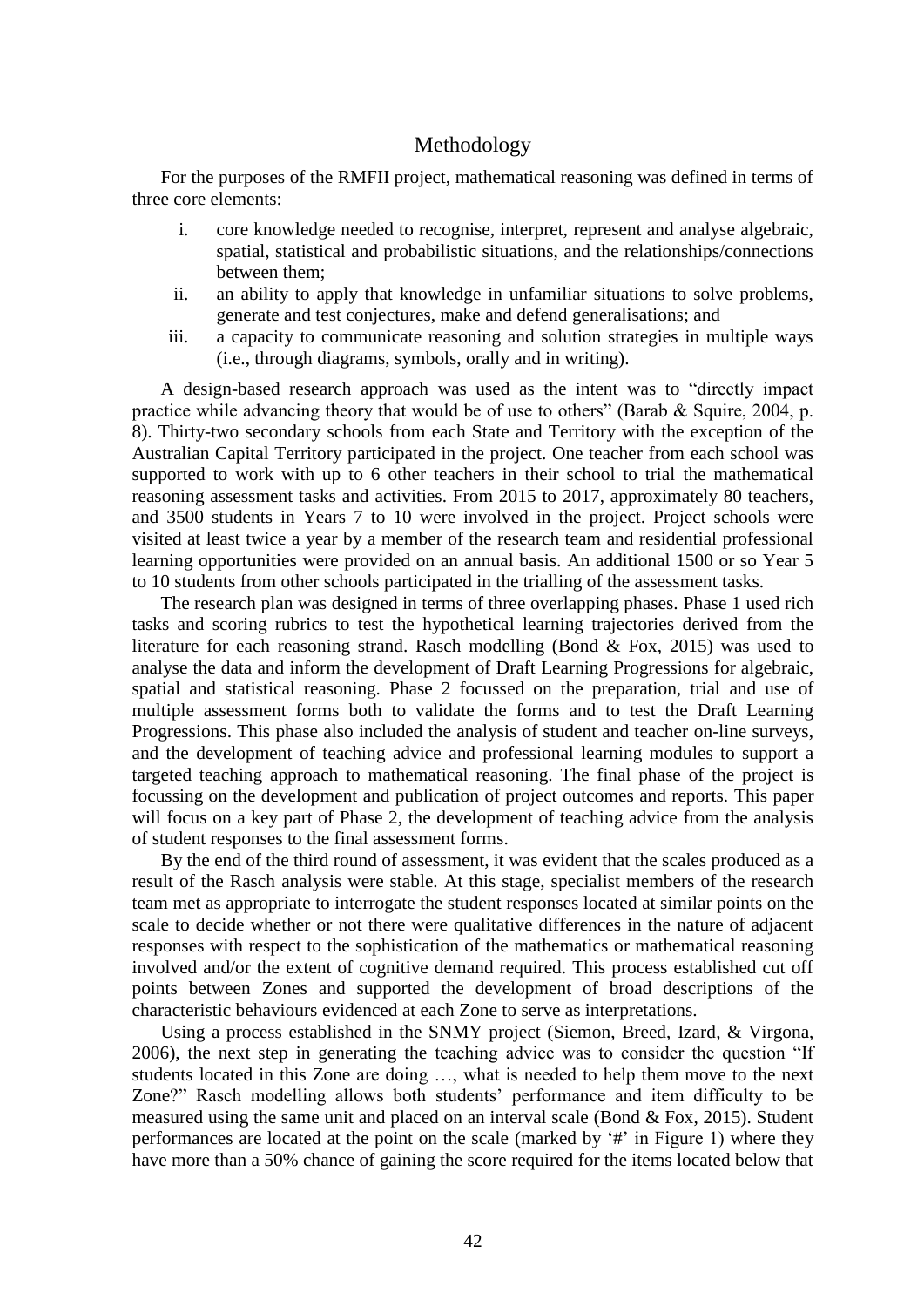## Methodology

For the purposes of the RMFII project, mathematical reasoning was defined in terms of three core elements:

i. core knowledge needed to recognise, interpret, represent and analyse algebraic, spatial, statistical and probabilistic situations, and the relationships/connections between them;
ii. an ability to apply that knowledge in unfamiliar situations to solve problems, generate and test conjectures, make and defend generalisations; and
iii. a capacity to communicate reasoning and solution strategies in multiple ways (i.e., through diagrams, symbols, orally and in writing).

A design-based research approach was used as the intent was to "directly impact practice while advancing theory that would be of use to others" (Barab & Squire, 2004, p. 8). Thirty-two secondary schools from each State and Territory with the exception of the Australian Capital Territory participated in the project. One teacher from each school was supported to work with up to 6 other teachers in their school to trial the mathematical reasoning assessment tasks and activities. From 2015 to 2017, approximately 80 teachers, and 3500 students in Years 7 to 10 were involved in the project. Project schools were visited at least twice a year by a member of the research team and residential professional learning opportunities were provided on an annual basis. An additional 1500 or so Year 5 to 10 students from other schools participated in the trialling of the assessment tasks.

The research plan was designed in terms of three overlapping phases. Phase 1 used rich tasks and scoring rubrics to test the hypothetical learning trajectories derived from the literature for each reasoning strand. Rasch modelling (Bond & Fox, 2015) was used to analyse the data and inform the development of Draft Learning Progressions for algebraic, spatial and statistical reasoning. Phase 2 focussed on the preparation, trial and use of multiple assessment forms both to validate the forms and to test the Draft Learning Progressions. This phase also included the analysis of student and teacher on-line surveys, and the development of teaching advice and professional learning modules to support a targeted teaching approach to mathematical reasoning. The final phase of the project is focussing on the development and publication of project outcomes and reports. This paper will focus on a key part of Phase 2, the development of teaching advice from the analysis of student responses to the final assessment forms.

By the end of the third round of assessment, it was evident that the scales produced as a result of the Rasch analysis were stable. At this stage, specialist members of the research team met as appropriate to interrogate the student responses located at similar points on the scale to decide whether or not there were qualitative differences in the nature of adjacent responses with respect to the sophistication of the mathematics or mathematical reasoning involved and/or the extent of cognitive demand required. This process established cut off points between Zones and supported the development of broad descriptions of the characteristic behaviours evidenced at each Zone to serve as interpretations.

Using a process established in the SNMY project (Siemon, Breed, Izard, & Virgona, 2006), the next step in generating the teaching advice was to consider the question "If students located in this Zone are doing …, what is needed to help them move to the next Zone?" Rasch modelling allows both students' performance and item difficulty to be measured using the same unit and placed on an interval scale (Bond & Fox, 2015). Student performances are located at the point on the scale (marked by '#' in Figure 1) where they have more than a 50% chance of gaining the score required for the items located below that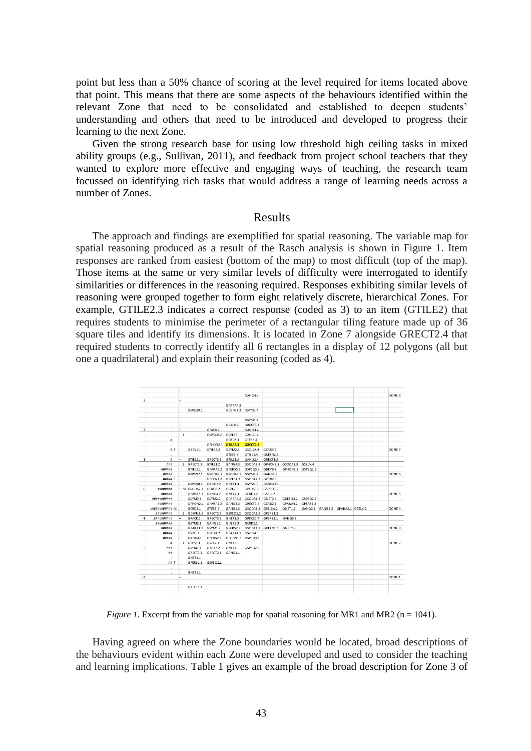point but less than a 50% chance of scoring at the level required for items located above that point. This means that there are some aspects of the behaviours identified within the relevant Zone that need to be consolidated and established to deepen students' understanding and others that need to be introduced and developed to progress their learning to the next Zone.

Given the strong research base for using low threshold high ceiling tasks in mixed ability groups (e.g., Sullivan, 2011), and feedback from project school teachers that they wanted to explore more effective and engaging ways of teaching, the research team focussed on identifying rich tasks that would address a range of learning needs across a number of Zones.

## Results

The approach and findings are exemplified for spatial reasoning. The variable map for spatial reasoning produced as a result of the Rasch analysis is shown in Figure 1. Item responses are ranked from easiest (bottom of the map) to most difficult (top of the map). Those items at the same or very similar levels of difficulty were interrogated to identify similarities or differences in the reasoning required. Responses exhibiting similar levels of reasoning were grouped together to form eight relatively discrete, hierarchical Zones. For example, GTILE2.3 indicates a correct response (coded as 3) to an item (GTILE2) that requires students to minimise the perimeter of a rectangular tiling feature made up of 36 square tiles and identify its dimensions. It is located in Zone 7 alongside GRECT2.4 that required students to correctly identify all 6 rectangles in a display of 12 polygons (all but one a quadrilateral) and explain their reasoning (coded as 4).

*Figure 1.* Excerpt from the variable map for spatial reasoning for MR1 and MR2 (n = 1041).

Having agreed on where the Zone boundaries would be located, broad descriptions of the behaviours evident within each Zone were developed and used to consider the teaching and learning implications. Table 1 gives an example of the broad description for Zone 3 of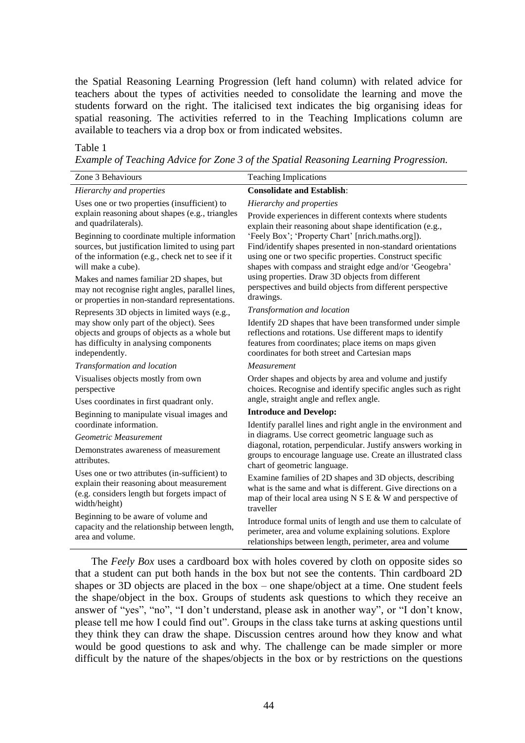the Spatial Reasoning Learning Progression (left hand column) with related advice for teachers about the types of activities needed to consolidate the learning and move the students forward on the right. The italicised text indicates the big organising ideas for spatial reasoning. The activities referred to in the Teaching Implications column are available to teachers via a drop box or from indicated websites.

Table 1

*Example of Teaching Advice for Zone 3 of the Spatial Reasoning Learning Progression.*

| Zone 3 Behaviours | Teaching Implications |
|---|---|
| *Hierarchy and properties*<br><br>Uses one or two properties (insufficient) to explain reasoning about shapes (e.g., triangles and quadrilaterals).<br><br>Beginning to coordinate multiple information sources, but justification limited to using part of the information (e.g., check net to see if it will make a cube).<br><br>Makes and names familiar 2D shapes, but may not recognise right angles, parallel lines, or properties in non-standard representations.<br><br>Represents 3D objects in limited ways (e.g., may show only part of the object). Sees objects and groups of objects as a whole but has difficulty in analysing components independently.<br><br>*Transformation and location*<br><br>Visualises objects mostly from own perspective<br><br>Uses coordinates in first quadrant only.<br><br>Beginning to manipulate visual images and coordinate information.<br><br>*Geometric Measurement*<br><br>Demonstrates awareness of measurement attributes.<br><br>Uses one or two attributes (in-sufficient) to explain their reasoning about measurement (e.g. considers length but forgets impact of width/height)<br><br>Beginning to be aware of volume and capacity and the relationship between length, area and volume. | **Consolidate and Establish**:<br><br>*Hierarchy and properties*<br><br>Provide experiences in different contexts where students explain their reasoning about shape identification (e.g., 'Feely Box'; 'Property Chart' [nrich.maths.org]). Find/identify shapes presented in non-standard orientations using one or two specific properties. Construct specific shapes with compass and straight edge and/or 'Geogebra' using properties. Draw 3D objects from different perspectives and build objects from different perspective drawings.<br><br>*Transformation and location*<br><br>Identify 2D shapes that have been transformed under simple reflections and rotations. Use different maps to identify features from coordinates; place items on maps given coordinates for both street and Cartesian maps<br><br>*Measurement*<br><br>Order shapes and objects by area and volume and justify choices. Recognise and identify specific angles such as right angle, straight angle and reflex angle.<br><br>**Introduce and Develop:**<br><br>Identify parallel lines and right angle in the environment and in diagrams. Use correct geometric language such as diagonal, rotation, perpendicular. Justify answers working in groups to encourage language use. Create an illustrated class chart of geometric language.<br><br>Examine families of 2D shapes and 3D objects, describing what is the same and what is different. Give directions on a map of their local area using N S E & W and perspective of traveller<br><br>Introduce formal units of length and use them to calculate of perimeter, area and volume explaining solutions. Explore relationships between length, perimeter, area and volume |

The *Feely Box* uses a cardboard box with holes covered by cloth on opposite sides so that a student can put both hands in the box but not see the contents. Thin cardboard 2D shapes or 3D objects are placed in the box – one shape/object at a time. One student feels the shape/object in the box. Groups of students ask questions to which they receive an answer of "yes", "no", "I don't understand, please ask in another way", or "I don't know, please tell me how I could find out". Groups in the class take turns at asking questions until they think they can draw the shape. Discussion centres around how they know and what would be good questions to ask and why. The challenge can be made simpler or more difficult by the nature of the shapes/objects in the box or by restrictions on the questions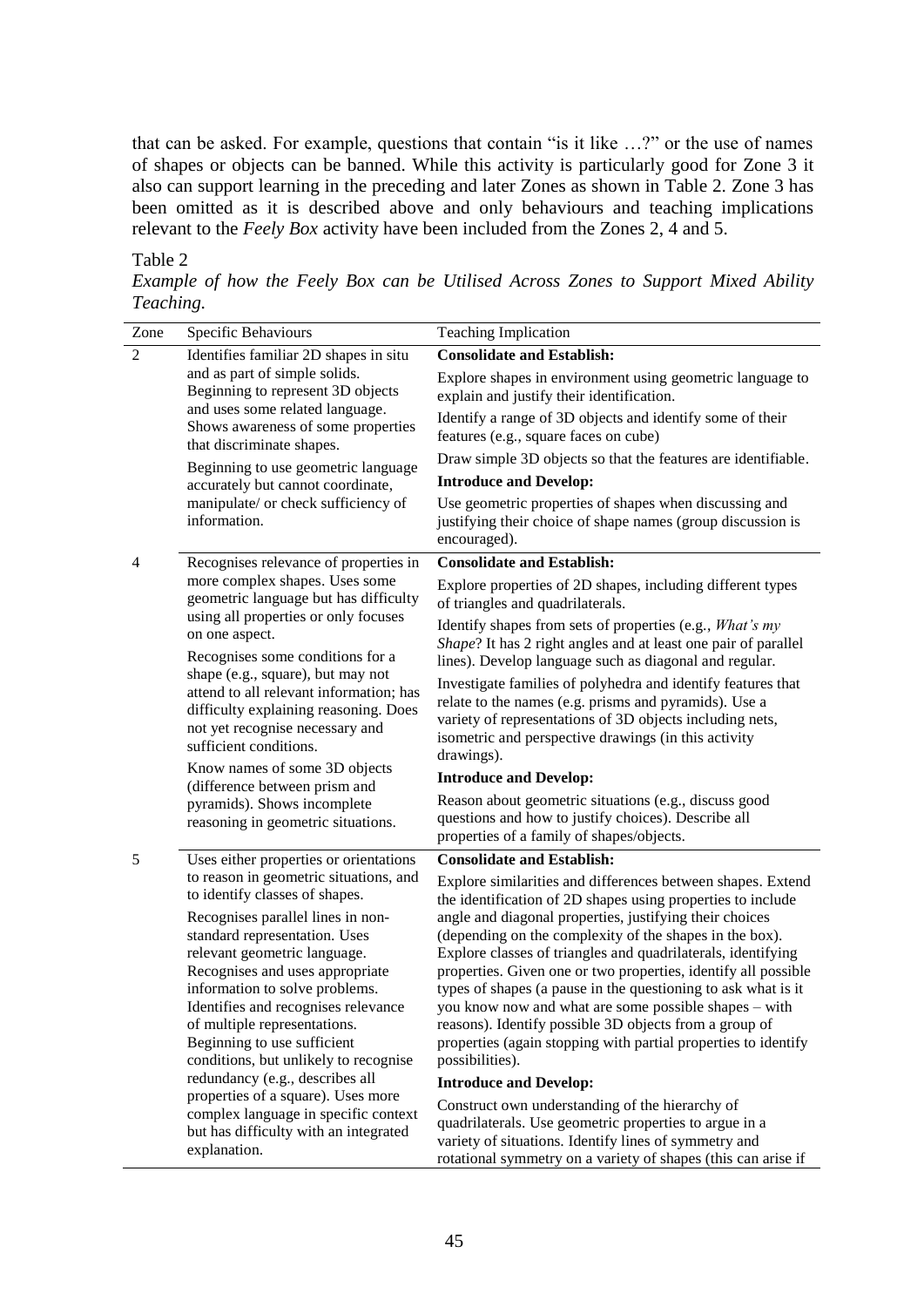that can be asked. For example, questions that contain "is it like …?" or the use of names of shapes or objects can be banned. While this activity is particularly good for Zone 3 it also can support learning in the preceding and later Zones as shown in Table 2. Zone 3 has been omitted as it is described above and only behaviours and teaching implications relevant to the *Feely Box* activity have been included from the Zones 2, 4 and 5.

Table 2

*Example of how the Feely Box can be Utilised Across Zones to Support Mixed Ability Teaching.*

| Zone | Specific Behaviours | Teaching Implication |
|---|---|---|
| 2 | Identifies familiar 2D shapes in situ and as part of simple solids. Beginning to represent 3D objects and uses some related language. Shows awareness of some properties that discriminate shapes.<br><br>Beginning to use geometric language accurately but cannot coordinate, manipulate/ or check sufficiency of information. | **Consolidate and Establish:**<br><br>Explore shapes in environment using geometric language to explain and justify their identification.<br><br>Identify a range of 3D objects and identify some of their features (e.g., square faces on cube)<br><br>Draw simple 3D objects so that the features are identifiable.<br><br>**Introduce and Develop:**<br><br>Use geometric properties of shapes when discussing and justifying their choice of shape names (group discussion is encouraged). |
| 4 | Recognises relevance of properties in more complex shapes. Uses some geometric language but has difficulty using all properties or only focuses on one aspect.<br><br>Recognises some conditions for a shape (e.g., square), but may not attend to all relevant information; has difficulty explaining reasoning. Does not yet recognise necessary and sufficient conditions.<br><br>Know names of some 3D objects (difference between prism and pyramids). Shows incomplete reasoning in geometric situations. | **Consolidate and Establish:**<br><br>Explore properties of 2D shapes, including different types of triangles and quadrilaterals.<br><br>Identify shapes from sets of properties (e.g., *What's my Shape*? It has 2 right angles and at least one pair of parallel lines). Develop language such as diagonal and regular.<br><br>Investigate families of polyhedra and identify features that relate to the names (e.g. prisms and pyramids). Use a variety of representations of 3D objects including nets, isometric and perspective drawings (in this activity drawings).<br><br>**Introduce and Develop:**<br><br>Reason about geometric situations (e.g., discuss good questions and how to justify choices). Describe all properties of a family of shapes/objects. |
| 5 | Uses either properties or orientations to reason in geometric situations, and to identify classes of shapes.<br><br>Recognises parallel lines in non-standard representation. Uses relevant geometric language. Recognises and uses appropriate information to solve problems. Identifies and recognises relevance of multiple representations. Beginning to use sufficient conditions, but unlikely to recognise redundancy (e.g., describes all properties of a square). Uses more complex language in specific context but has difficulty with an integrated explanation. | **Consolidate and Establish:**<br><br>Explore similarities and differences between shapes. Extend the identification of 2D shapes using properties to include angle and diagonal properties, justifying their choices (depending on the complexity of the shapes in the box). Explore classes of triangles and quadrilaterals, identifying properties. Given one or two properties, identify all possible types of shapes (a pause in the questioning to ask what is it you know now and what are some possible shapes – with reasons). Identify possible 3D objects from a group of properties (again stopping with partial properties to identify possibilities).<br><br>**Introduce and Develop:**<br><br>Construct own understanding of the hierarchy of quadrilaterals. Use geometric properties to argue in a variety of situations. Identify lines of symmetry and rotational symmetry on a variety of shapes (this can arise if |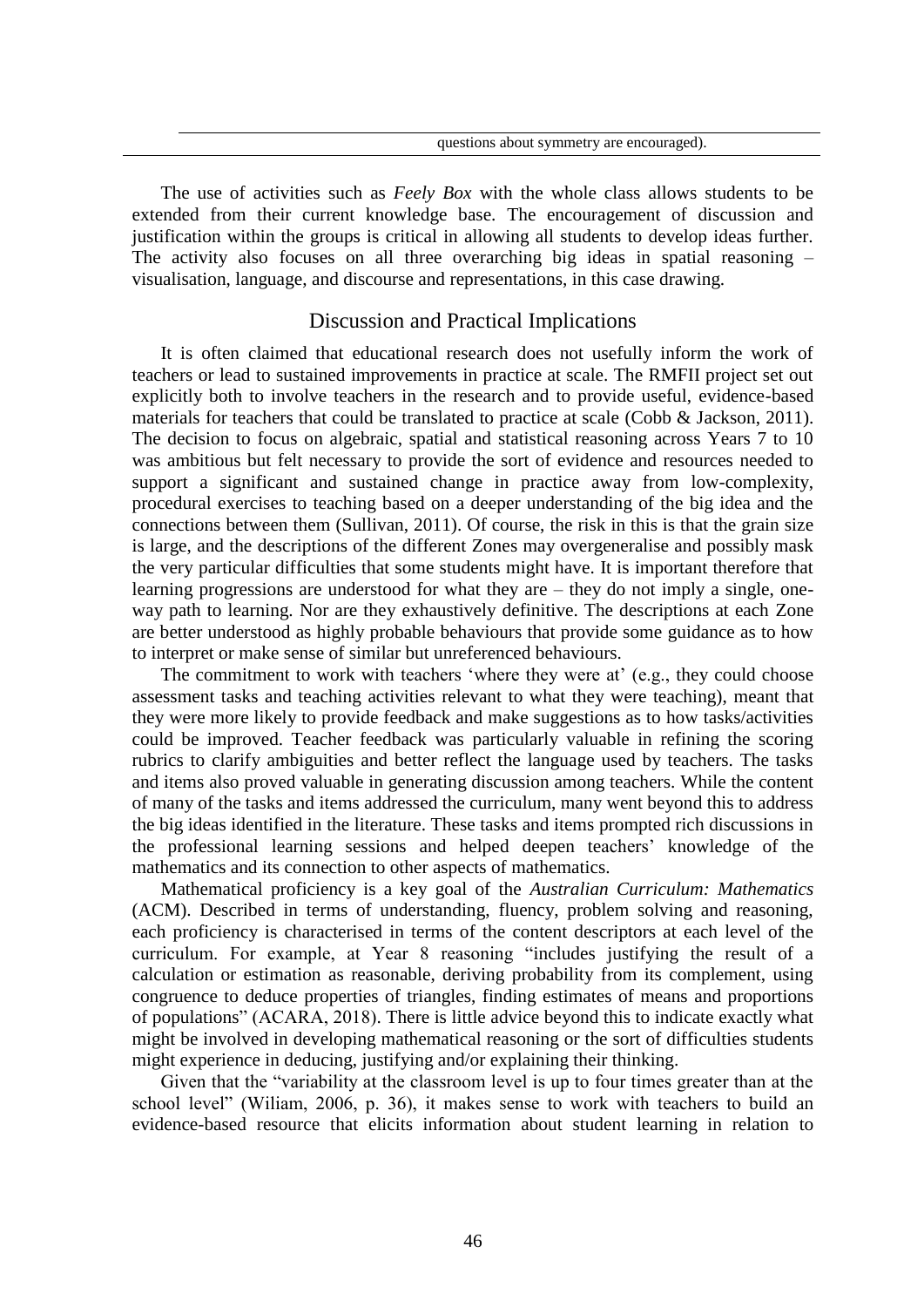| | questions about symmetry are encouraged). |
|---|---|

The use of activities such as *Feely Box* with the whole class allows students to be extended from their current knowledge base. The encouragement of discussion and justification within the groups is critical in allowing all students to develop ideas further. The activity also focuses on all three overarching big ideas in spatial reasoning – visualisation, language, and discourse and representations, in this case drawing.

## Discussion and Practical Implications

It is often claimed that educational research does not usefully inform the work of teachers or lead to sustained improvements in practice at scale. The RMFII project set out explicitly both to involve teachers in the research and to provide useful, evidence-based materials for teachers that could be translated to practice at scale (Cobb & Jackson, 2011). The decision to focus on algebraic, spatial and statistical reasoning across Years 7 to 10 was ambitious but felt necessary to provide the sort of evidence and resources needed to support a significant and sustained change in practice away from low-complexity, procedural exercises to teaching based on a deeper understanding of the big idea and the connections between them (Sullivan, 2011). Of course, the risk in this is that the grain size is large, and the descriptions of the different Zones may overgeneralise and possibly mask the very particular difficulties that some students might have. It is important therefore that learning progressions are understood for what they are – they do not imply a single, one-way path to learning. Nor are they exhaustively definitive. The descriptions at each Zone are better understood as highly probable behaviours that provide some guidance as to how to interpret or make sense of similar but unreferenced behaviours.

The commitment to work with teachers 'where they were at' (e.g., they could choose assessment tasks and teaching activities relevant to what they were teaching), meant that they were more likely to provide feedback and make suggestions as to how tasks/activities could be improved. Teacher feedback was particularly valuable in refining the scoring rubrics to clarify ambiguities and better reflect the language used by teachers. The tasks and items also proved valuable in generating discussion among teachers. While the content of many of the tasks and items addressed the curriculum, many went beyond this to address the big ideas identified in the literature. These tasks and items prompted rich discussions in the professional learning sessions and helped deepen teachers' knowledge of the mathematics and its connection to other aspects of mathematics.

Mathematical proficiency is a key goal of the *Australian Curriculum: Mathematics* (ACM). Described in terms of understanding, fluency, problem solving and reasoning, each proficiency is characterised in terms of the content descriptors at each level of the curriculum. For example, at Year 8 reasoning "includes justifying the result of a calculation or estimation as reasonable, deriving probability from its complement, using congruence to deduce properties of triangles, finding estimates of means and proportions of populations" (ACARA, 2018). There is little advice beyond this to indicate exactly what might be involved in developing mathematical reasoning or the sort of difficulties students might experience in deducing, justifying and/or explaining their thinking.

Given that the "variability at the classroom level is up to four times greater than at the school level" (Wiliam, 2006, p. 36), it makes sense to work with teachers to build an evidence-based resource that elicits information about student learning in relation to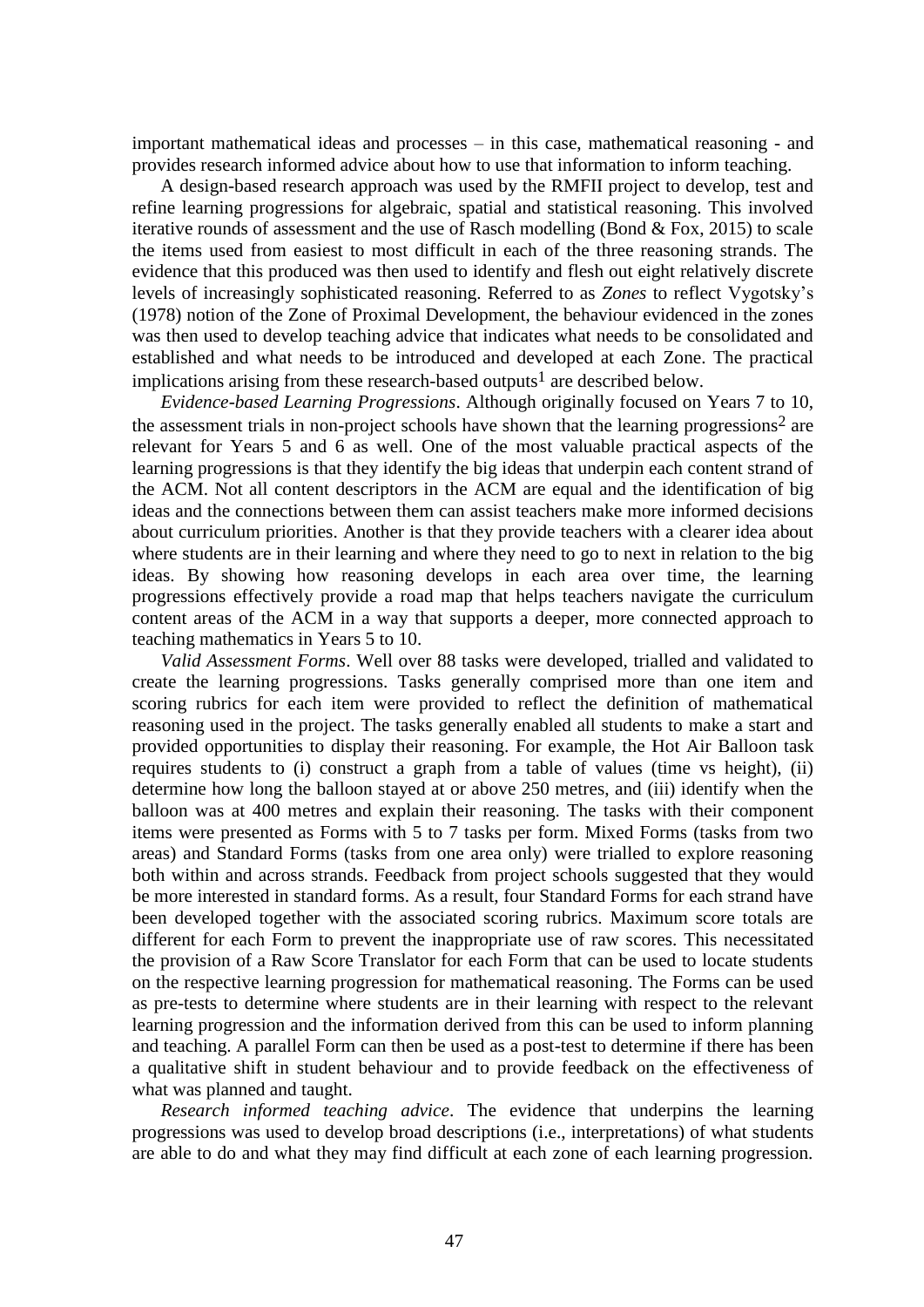important mathematical ideas and processes – in this case, mathematical reasoning - and provides research informed advice about how to use that information to inform teaching.

A design-based research approach was used by the RMFII project to develop, test and refine learning progressions for algebraic, spatial and statistical reasoning. This involved iterative rounds of assessment and the use of Rasch modelling (Bond & Fox, 2015) to scale the items used from easiest to most difficult in each of the three reasoning strands. The evidence that this produced was then used to identify and flesh out eight relatively discrete levels of increasingly sophisticated reasoning. Referred to as *Zones* to reflect Vygotsky's (1978) notion of the Zone of Proximal Development, the behaviour evidenced in the zones was then used to develop teaching advice that indicates what needs to be consolidated and established and what needs to be introduced and developed at each Zone. The practical implications arising from these research-based outputs[1] are described below.

*Evidence-based Learning Progressions*. Although originally focused on Years 7 to 10, the assessment trials in non-project schools have shown that the learning progressions[2] are relevant for Years 5 and 6 as well. One of the most valuable practical aspects of the learning progressions is that they identify the big ideas that underpin each content strand of the ACM. Not all content descriptors in the ACM are equal and the identification of big ideas and the connections between them can assist teachers make more informed decisions about curriculum priorities. Another is that they provide teachers with a clearer idea about where students are in their learning and where they need to go to next in relation to the big ideas. By showing how reasoning develops in each area over time, the learning progressions effectively provide a road map that helps teachers navigate the curriculum content areas of the ACM in a way that supports a deeper, more connected approach to teaching mathematics in Years 5 to 10.

*Valid Assessment Forms*. Well over 88 tasks were developed, trialled and validated to create the learning progressions. Tasks generally comprised more than one item and scoring rubrics for each item were provided to reflect the definition of mathematical reasoning used in the project. The tasks generally enabled all students to make a start and provided opportunities to display their reasoning. For example, the Hot Air Balloon task requires students to (i) construct a graph from a table of values (time vs height), (ii) determine how long the balloon stayed at or above 250 metres, and (iii) identify when the balloon was at 400 metres and explain their reasoning. The tasks with their component items were presented as Forms with 5 to 7 tasks per form. Mixed Forms (tasks from two areas) and Standard Forms (tasks from one area only) were trialled to explore reasoning both within and across strands. Feedback from project schools suggested that they would be more interested in standard forms. As a result, four Standard Forms for each strand have been developed together with the associated scoring rubrics. Maximum score totals are different for each Form to prevent the inappropriate use of raw scores. This necessitated the provision of a Raw Score Translator for each Form that can be used to locate students on the respective learning progression for mathematical reasoning. The Forms can be used as pre-tests to determine where students are in their learning with respect to the relevant learning progression and the information derived from this can be used to inform planning and teaching. A parallel Form can then be used as a post-test to determine if there has been a qualitative shift in student behaviour and to provide feedback on the effectiveness of what was planned and taught.

*Research informed teaching advice*. The evidence that underpins the learning progressions was used to develop broad descriptions (i.e., interpretations) of what students are able to do and what they may find difficult at each zone of each learning progression.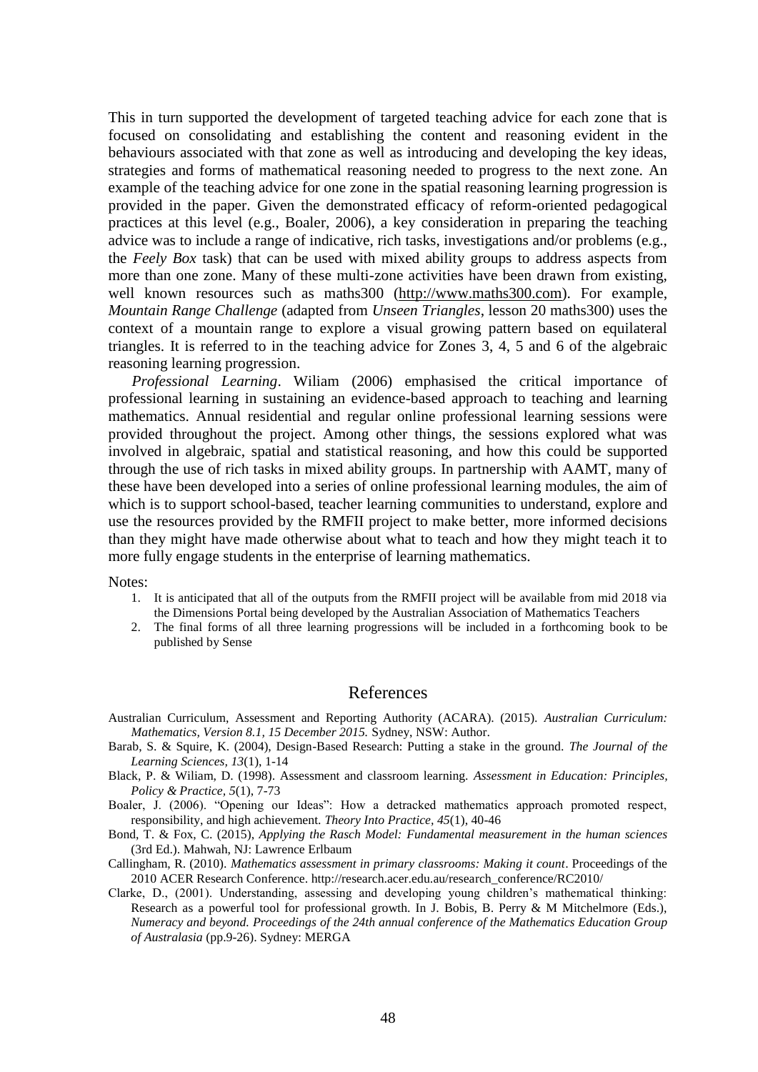This in turn supported the development of targeted teaching advice for each zone that is focused on consolidating and establishing the content and reasoning evident in the behaviours associated with that zone as well as introducing and developing the key ideas, strategies and forms of mathematical reasoning needed to progress to the next zone. An example of the teaching advice for one zone in the spatial reasoning learning progression is provided in the paper. Given the demonstrated efficacy of reform-oriented pedagogical practices at this level (e.g., Boaler, 2006), a key consideration in preparing the teaching advice was to include a range of indicative, rich tasks, investigations and/or problems (e.g., the *Feely Box* task) that can be used with mixed ability groups to address aspects from more than one zone. Many of these multi-zone activities have been drawn from existing, well known resources such as maths300 (http://www.maths300.com). For example, *Mountain Range Challenge* (adapted from *Unseen Triangles*, lesson 20 maths300) uses the context of a mountain range to explore a visual growing pattern based on equilateral triangles. It is referred to in the teaching advice for Zones 3, 4, 5 and 6 of the algebraic reasoning learning progression.

*Professional Learning*. Wiliam (2006) emphasised the critical importance of professional learning in sustaining an evidence-based approach to teaching and learning mathematics. Annual residential and regular online professional learning sessions were provided throughout the project. Among other things, the sessions explored what was involved in algebraic, spatial and statistical reasoning, and how this could be supported through the use of rich tasks in mixed ability groups. In partnership with AAMT, many of these have been developed into a series of online professional learning modules, the aim of which is to support school-based, teacher learning communities to understand, explore and use the resources provided by the RMFII project to make better, more informed decisions than they might have made otherwise about what to teach and how they might teach it to more fully engage students in the enterprise of learning mathematics.

Notes:

1. It is anticipated that all of the outputs from the RMFII project will be available from mid 2018 via the Dimensions Portal being developed by the Australian Association of Mathematics Teachers
2. The final forms of all three learning progressions will be included in a forthcoming book to be published by Sense

## References

Australian Curriculum, Assessment and Reporting Authority (ACARA). (2015). *Australian Curriculum: Mathematics, Version 8.1, 15 December 2015.* Sydney, NSW: Author.

Barab, S. & Squire, K. (2004), Design-Based Research: Putting a stake in the ground. *The Journal of the Learning Sciences, 13*(1), 1-14

Black, P. & Wiliam, D. (1998). Assessment and classroom learning. *Assessment in Education: Principles, Policy & Practice, 5*(1), 7-73

Boaler, J. (2006). "Opening our Ideas": How a detracked mathematics approach promoted respect, responsibility, and high achievement. *Theory Into Practice, 45*(1), 40-46

Bond, T. & Fox, C. (2015), *Applying the Rasch Model: Fundamental measurement in the human sciences* (3rd Ed.). Mahwah, NJ: Lawrence Erlbaum

Callingham, R. (2010). *Mathematics assessment in primary classrooms: Making it count*. Proceedings of the 2010 ACER Research Conference. http://research.acer.edu.au/research_conference/RC2010/

Clarke, D., (2001). Understanding, assessing and developing young children's mathematical thinking: Research as a powerful tool for professional growth. In J. Bobis, B. Perry & M Mitchelmore (Eds.), *Numeracy and beyond. Proceedings of the 24th annual conference of the Mathematics Education Group of Australasia* (pp.9-26). Sydney: MERGA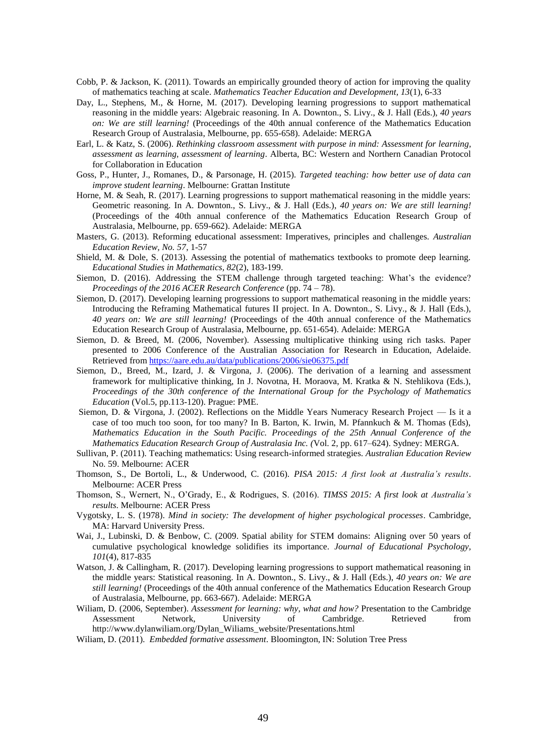Cobb, P. & Jackson, K. (2011). Towards an empirically grounded theory of action for improving the quality of mathematics teaching at scale. *Mathematics Teacher Education and Development, 13*(1), 6-33

Day, L., Stephens, M., & Horne, M. (2017). Developing learning progressions to support mathematical reasoning in the middle years: Algebraic reasoning. In A. Downton., S. Livy., & J. Hall (Eds.), *40 years on: We are still learning!* (Proceedings of the 40th annual conference of the Mathematics Education Research Group of Australasia, Melbourne, pp. 655-658). Adelaide: MERGA

Earl, L. & Katz, S. (2006). *Rethinking classroom assessment with purpose in mind: Assessment for learning, assessment as learning, assessment of learning*. Alberta, BC: Western and Northern Canadian Protocol for Collaboration in Education

Goss, P., Hunter, J., Romanes, D., & Parsonage, H. (2015). *Targeted teaching: how better use of data can improve student learning*. Melbourne: Grattan Institute

Horne, M. & Seah, R. (2017). Learning progressions to support mathematical reasoning in the middle years: Geometric reasoning. In A. Downton., S. Livy., & J. Hall (Eds.), *40 years on: We are still learning!* (Proceedings of the 40th annual conference of the Mathematics Education Research Group of Australasia, Melbourne, pp. 659-662). Adelaide: MERGA

Masters, G. (2013). Reforming educational assessment: Imperatives, principles and challenges. *Australian Education Review, No. 57*, 1-57

Shield, M. & Dole, S. (2013). Assessing the potential of mathematics textbooks to promote deep learning. *Educational Studies in Mathematics, 82*(2), 183-199.

Siemon, D. (2016). Addressing the STEM challenge through targeted teaching: What's the evidence? *Proceedings of the 2016 ACER Research Conference* (pp. 74 – 78).

Siemon, D. (2017). Developing learning progressions to support mathematical reasoning in the middle years: Introducing the Reframing Mathematical futures II project. In A. Downton., S. Livy., & J. Hall (Eds.), *40 years on: We are still learning!* (Proceedings of the 40th annual conference of the Mathematics Education Research Group of Australasia, Melbourne, pp. 651-654). Adelaide: MERGA

Siemon, D. & Breed, M. (2006, November). Assessing multiplicative thinking using rich tasks. Paper presented to 2006 Conference of the Australian Association for Research in Education, Adelaide. Retrieved from https://aare.edu.au/data/publications/2006/sie06375.pdf

Siemon, D., Breed, M., Izard, J. & Virgona, J. (2006). The derivation of a learning and assessment framework for multiplicative thinking, In J. Novotna, H. Moraova, M. Kratka & N. Stehlikova (Eds.), *Proceedings of the 30th conference of the International Group for the Psychology of Mathematics Education* (Vol.5, pp.113-120). Prague: PME.

Siemon, D. & Virgona, J. (2002). Reflections on the Middle Years Numeracy Research Project — Is it a case of too much too soon, for too many? In B. Barton, K. Irwin, M. Pfannkuch & M. Thomas (Eds), *Mathematics Education in the South Pacific. Proceedings of the 25th Annual Conference of the Mathematics Education Research Group of Australasia Inc. (*Vol. 2, pp. 617–624). Sydney: MERGA.

Sullivan, P. (2011). Teaching mathematics: Using research-informed strategies. *Australian Education Review* No. 59. Melbourne: ACER

Thomson, S., De Bortoli, L., & Underwood, C. (2016). *PISA 2015: A first look at Australia's results*. Melbourne: ACER Press

Thomson, S., Wernert, N., O'Grady, E., & Rodrigues, S. (2016). *TIMSS 2015: A first look at Australia's results*. Melbourne: ACER Press

Vygotsky, L. S. (1978). *Mind in society: The development of higher psychological processes*. Cambridge, MA: Harvard University Press.

Wai, J., Lubinski, D. & Benbow, C. (2009. Spatial ability for STEM domains: Aligning over 50 years of cumulative psychological knowledge solidifies its importance. *Journal of Educational Psychology, 101*(4), 817-835

Watson, J. & Callingham, R. (2017). Developing learning progressions to support mathematical reasoning in the middle years: Statistical reasoning. In A. Downton., S. Livy., & J. Hall (Eds.), *40 years on: We are still learning!* (Proceedings of the 40th annual conference of the Mathematics Education Research Group of Australasia, Melbourne, pp. 663-667). Adelaide: MERGA

Wiliam, D. (2006, September). *Assessment for learning: why, what and how?* Presentation to the Cambridge Assessment Network, University of Cambridge. Retrieved from http://www.dylanwiliam.org/Dylan_Wiliams_website/Presentations.html

Wiliam, D. (2011). *Embedded formative assessment*. Bloomington, IN: Solution Tree Press